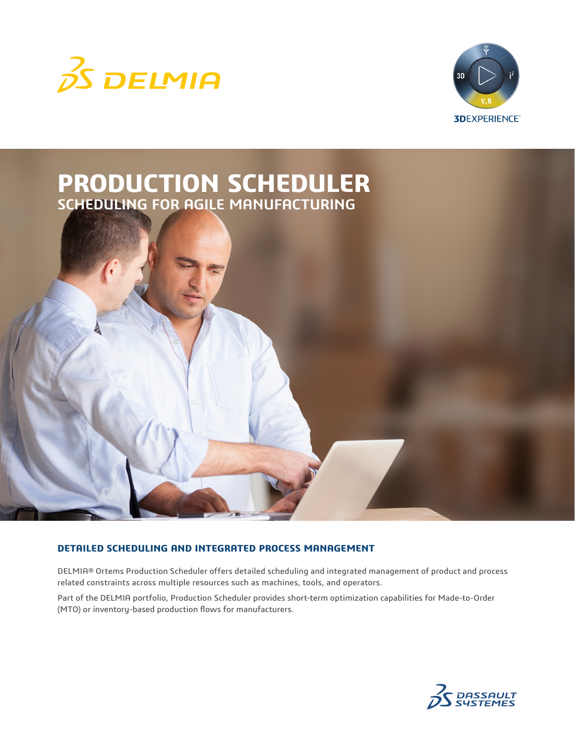# PRODUCTION SCHEDULER

## SCHEDULING FOR AGILE MANUFACTURING

### DETAILED SCHEDULING AND INTEGRATED PROCESS MANAGEMENT

DELMIA® Ortems Production Scheduler offers detailed scheduling and integrated management of product and process related constraints across multiple resources such as machines, tools, and operators.

Part of the DELMIA portfolio, Production Scheduler provides short-term optimization capabilities for Made-to-Order (MTO) or inventory-based production flows for manufacturers.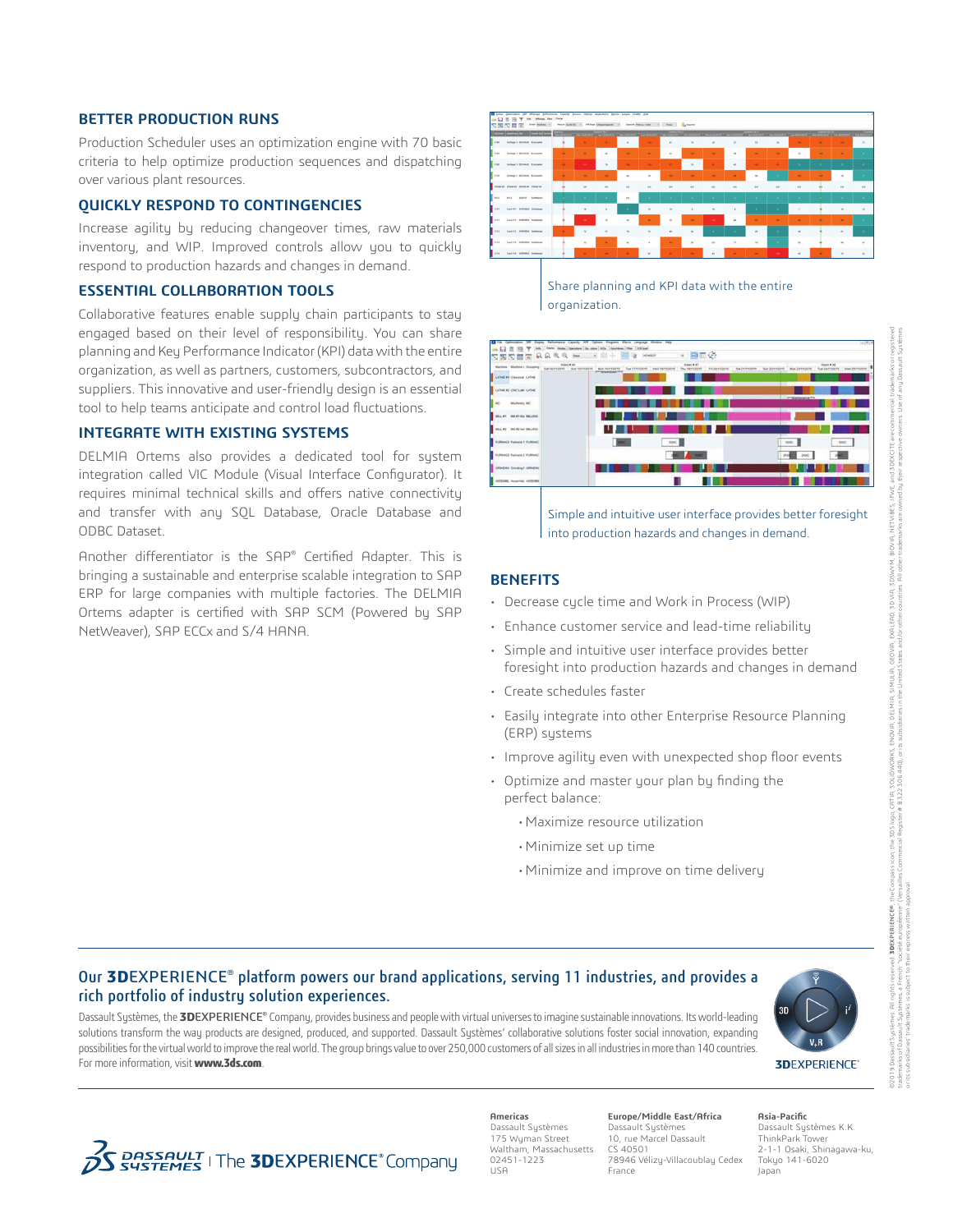## BETTER PRODUCTION RUNS

Production Scheduler uses an optimization engine with 70 basic criteria to help optimize production sequences and dispatching over various plant resources.

## QUICKLY RESPOND TO CONTINGENCIES

Increase agility by reducing changeover times, raw materials inventory, and WIP. Improved controls allow you to quickly respond to production hazards and changes in demand.

## ESSENTIAL COLLABORATION TOOLS

Collaborative features enable supply chain participants to stay engaged based on their level of responsibility. You can share planning and Key Performance Indicator (KPI) data with the entire organization, as well as partners, customers, subcontractors, and suppliers. This innovative and user-friendly design is an essential tool to help teams anticipate and control load fluctuations.

## INTEGRATE WITH EXISTING SYSTEMS

DELMIA Ortems also provides a dedicated tool for system integration called VIC Module (Visual Interface Configurator). It requires minimal technical skills and offers native connectivity and transfer with any SQL Database, Oracle Database and ODBC Dataset.

Another differentiator is the SAP® Certified Adapter. This is bringing a sustainable and enterprise scalable integration to SAP ERP for large companies with multiple factories. The DELMIA Ortems adapter is certified with SAP SCM (Powered by SAP NetWeaver), SAP ECCx and S/4 HANA.

Share planning and KPI data with the entire organization.

Simple and intuitive user interface provides better foresight into production hazards and changes in demand.

## BENEFITS

- Decrease cycle time and Work in Process (WIP)
- Enhance customer service and lead-time reliability
- Simple and intuitive user interface provides better foresight into production hazards and changes in demand
- Create schedules faster
- Easily integrate into other Enterprise Resource Planning (ERP) systems
- Improve agility even with unexpected shop floor events
- Optimize and master your plan by finding the perfect balance:
  - Maximize resource utilization
  - Minimize set up time
  - Minimize and improve on time delivery

## Our **3D**EXPERIENCE® platform powers our brand applications, serving 11 industries, and provides a rich portfolio of industry solution experiences.

Dassault Systèmes, the **3DEXPERIENCE**® Company, provides business and people with virtual universes to imagine sustainable innovations. Its world-leading solutions transform the way products are designed, produced, and supported. Dassault Systèmes' collaborative solutions foster social innovation, expanding possibilities for the virtual world to improve the real world. The group brings value to over 250,000 customers of all sizes in all industries in more than 140 countries. For more information, visit **www.3ds.com**.

**3D**EXPERIENCE®

DASSAULT SYSTEMES | The **3D**EXPERIENCE® Company

**Americas**
Dassault Systèmes
175 Wyman Street
Waltham, Massachusetts
02451-1223
USA

**Europe/Middle East/Africa**
Dassault Systèmes
10, rue Marcel Dassault
CS 40501
78946 Vélizy-Villacoublay Cedex
France

**Asia-Pacific**
Dassault Systèmes K.K.
ThinkPark Tower
2-1-1 Osaki, Shinagawa-ku,
Tokyo 141-6020
Japan

©2019 Dassault Systèmes. All rights reserved. 3DEXPERIENCE®, the Compass icon, the 3DS logo, CATIA, SOLIDWORKS, ENOVIA, DELMIA, SIMULIA, GEOVIA, EXALEAD, 3D VIA, 3DSWYM, BIOVIA, NETVIBES, IFWE and 3DEXCITE are commercial trademarks or registered trademarks of Dassault Systèmes, a French "société européenne" (Versailles Commercial Register # B 322 306 440), or its subsidiaries in the United States and/or other countries. All other trademarks are owned by their respective owners. Use of any Dassault Systèmes or its subsidiaries trademarks is subject to their express written approval.